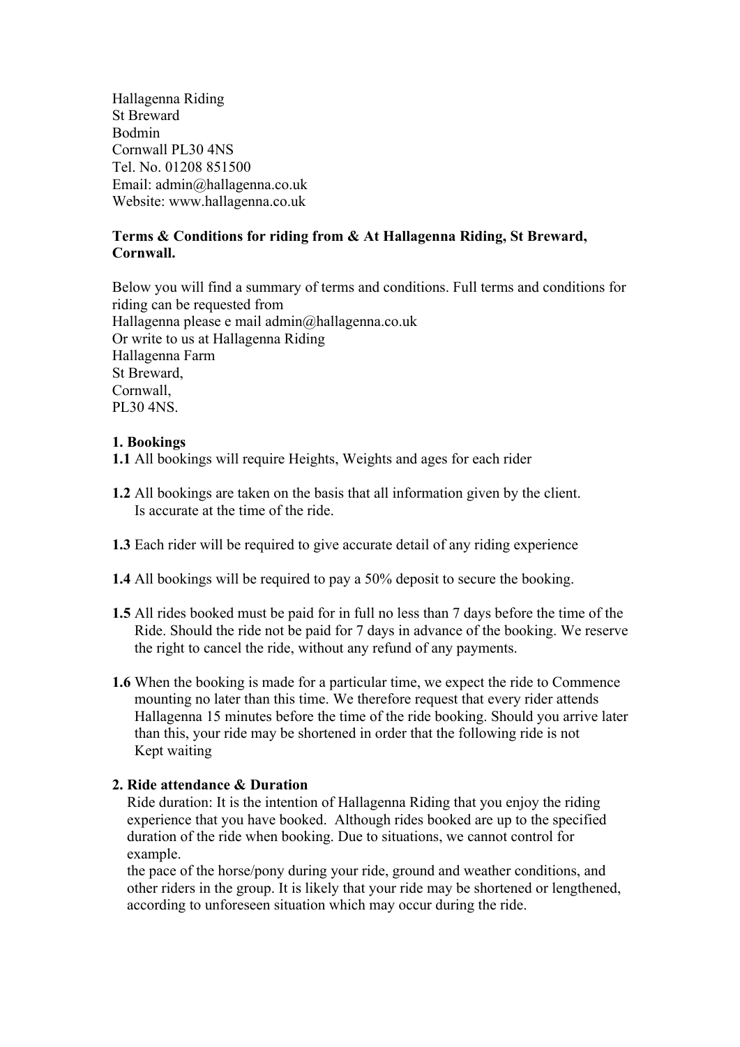Hallagenna Riding
St Breward
Bodmin
Cornwall PL30 4NS
Tel. No. 01208 851500
Email: admin@hallagenna.co.uk
Website: www.hallagenna.co.uk

**Terms & Conditions for riding from & At Hallagenna Riding, St Breward, Cornwall.**

Below you will find a summary of terms and conditions. Full terms and conditions for riding can be requested from
Hallagenna please e mail admin@hallagenna.co.uk
Or write to us at Hallagenna Riding
Hallagenna Farm
St Breward,
Cornwall,
PL30 4NS.

**1. Bookings**

**1.1** All bookings will require Heights, Weights and ages for each rider

**1.2** All bookings are taken on the basis that all information given by the client. Is accurate at the time of the ride.

**1.3** Each rider will be required to give accurate detail of any riding experience

**1.4** All bookings will be required to pay a 50% deposit to secure the booking.

**1.5** All rides booked must be paid for in full no less than 7 days before the time of the Ride. Should the ride not be paid for 7 days in advance of the booking. We reserve the right to cancel the ride, without any refund of any payments.

**1.6** When the booking is made for a particular time, we expect the ride to Commence mounting no later than this time. We therefore request that every rider attends Hallagenna 15 minutes before the time of the ride booking. Should you arrive later than this, your ride may be shortened in order that the following ride is not Kept waiting

**2. Ride attendance & Duration**

Ride duration: It is the intention of Hallagenna Riding that you enjoy the riding experience that you have booked. Although rides booked are up to the specified duration of the ride when booking. Due to situations, we cannot control for example.
the pace of the horse/pony during your ride, ground and weather conditions, and other riders in the group. It is likely that your ride may be shortened or lengthened, according to unforeseen situation which may occur during the ride.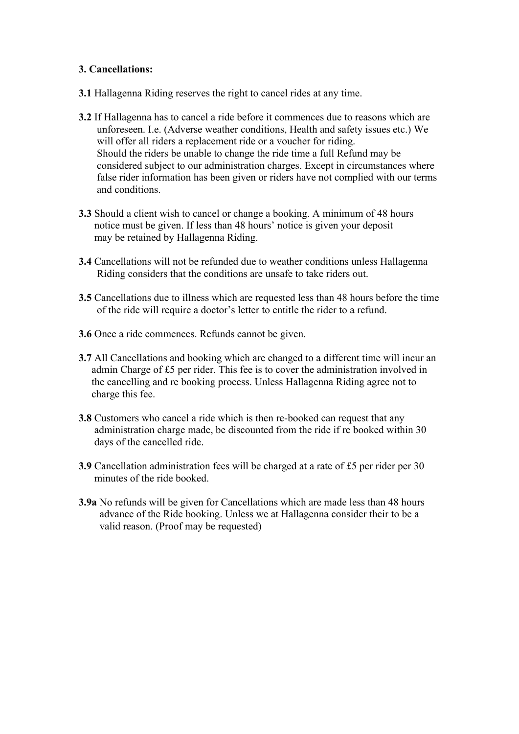**3. Cancellations:**

**3.1** Hallagenna Riding reserves the right to cancel rides at any time.

**3.2** If Hallagenna has to cancel a ride before it commences due to reasons which are unforeseen. I.e. (Adverse weather conditions, Health and safety issues etc.) We will offer all riders a replacement ride or a voucher for riding.
Should the riders be unable to change the ride time a full Refund may be considered subject to our administration charges. Except in circumstances where false rider information has been given or riders have not complied with our terms and conditions.

**3.3** Should a client wish to cancel or change a booking. A minimum of 48 hours notice must be given. If less than 48 hours' notice is given your deposit may be retained by Hallagenna Riding.

**3.4** Cancellations will not be refunded due to weather conditions unless Hallagenna Riding considers that the conditions are unsafe to take riders out.

**3.5** Cancellations due to illness which are requested less than 48 hours before the time of the ride will require a doctor's letter to entitle the rider to a refund.

**3.6** Once a ride commences. Refunds cannot be given.

**3.7** All Cancellations and booking which are changed to a different time will incur an admin Charge of £5 per rider. This fee is to cover the administration involved in the cancelling and re booking process. Unless Hallagenna Riding agree not to charge this fee.

**3.8** Customers who cancel a ride which is then re-booked can request that any administration charge made, be discounted from the ride if re booked within 30 days of the cancelled ride.

**3.9** Cancellation administration fees will be charged at a rate of £5 per rider per 30 minutes of the ride booked.

**3.9a** No refunds will be given for Cancellations which are made less than 48 hours advance of the Ride booking. Unless we at Hallagenna consider their to be a valid reason. (Proof may be requested)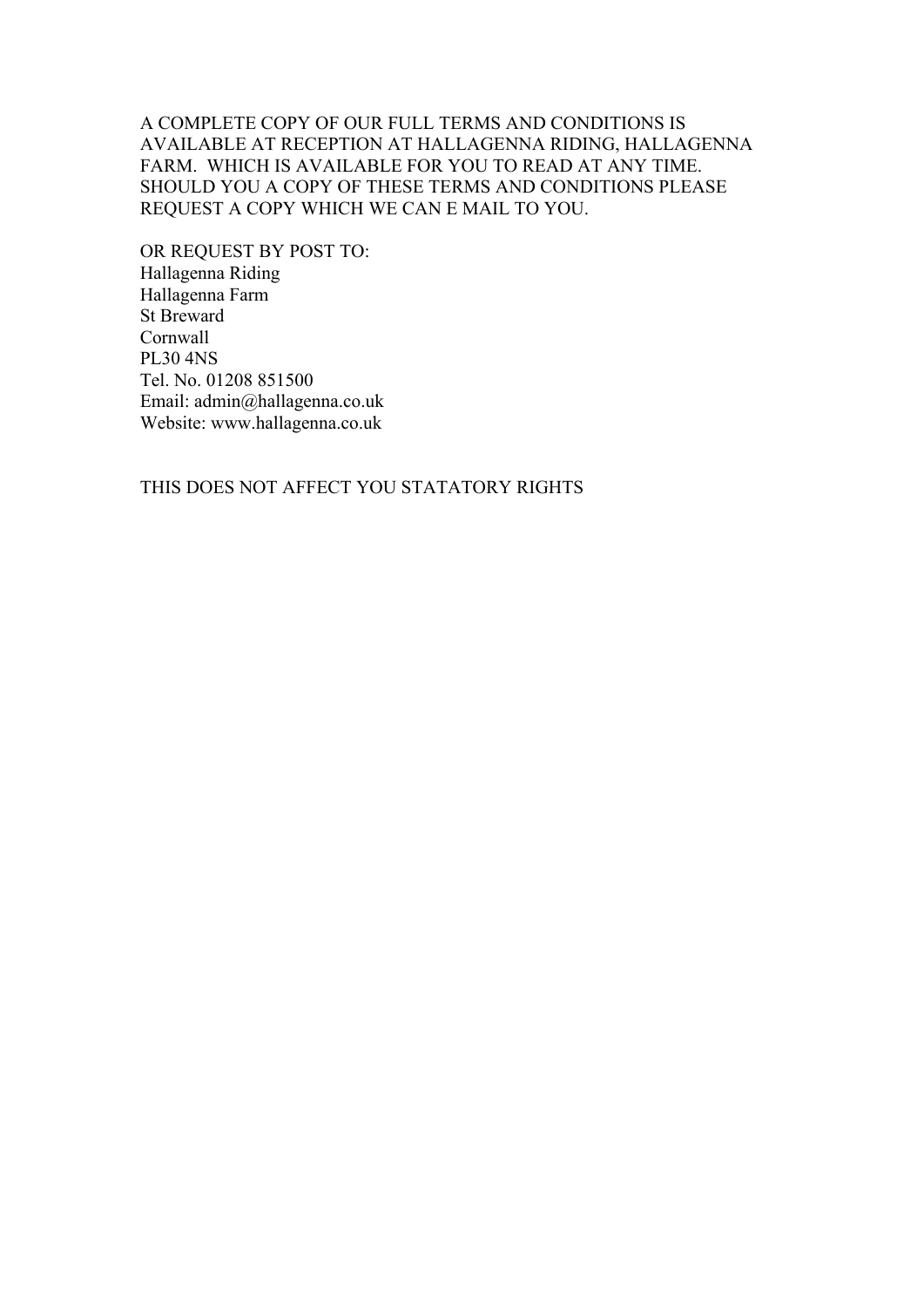A COMPLETE COPY OF OUR FULL TERMS AND CONDITIONS IS AVAILABLE AT RECEPTION AT HALLAGENNA RIDING, HALLAGENNA FARM. WHICH IS AVAILABLE FOR YOU TO READ AT ANY TIME. SHOULD YOU A COPY OF THESE TERMS AND CONDITIONS PLEASE REQUEST A COPY WHICH WE CAN E MAIL TO YOU.

OR REQUEST BY POST TO:
Hallagenna Riding
Hallagenna Farm
St Breward
Cornwall
PL30 4NS
Tel. No. 01208 851500
Email: admin@hallagenna.co.uk
Website: www.hallagenna.co.uk

THIS DOES NOT AFFECT YOU STATATORY RIGHTS